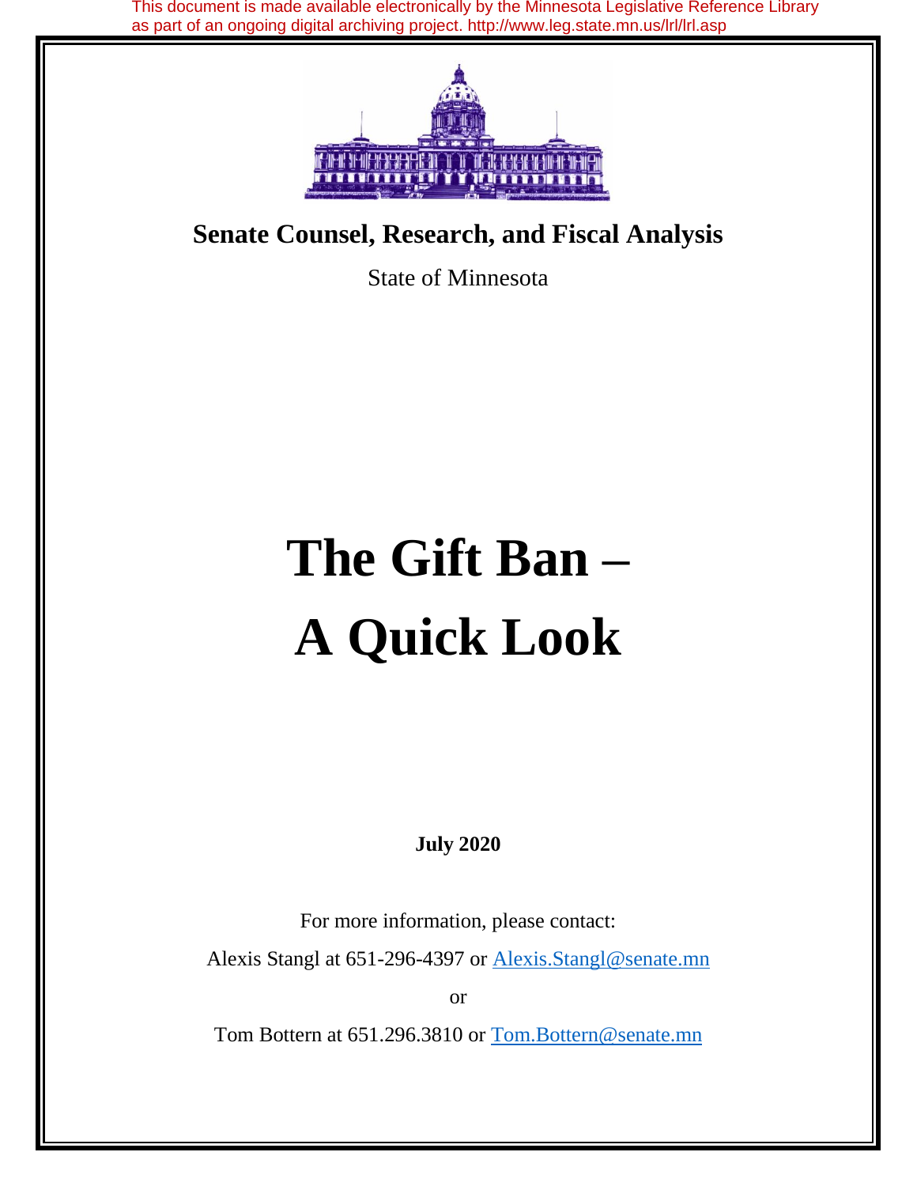This document is made available electronically by the Minnesota Legislative Reference Library as part of an ongoing digital archiving project. http://www.leg.state.mn.us/lrl/lrl.asp

**Senate Counsel, Research, and Fiscal Analysis**

State of Minnesota

# The Gift Ban – A Quick Look

**July 2020**

For more information, please contact:

Alexis Stangl at 651-296-4397 or Alexis.Stangl@senate.mn

or

Tom Bottern at 651.296.3810 or Tom.Bottern@senate.mn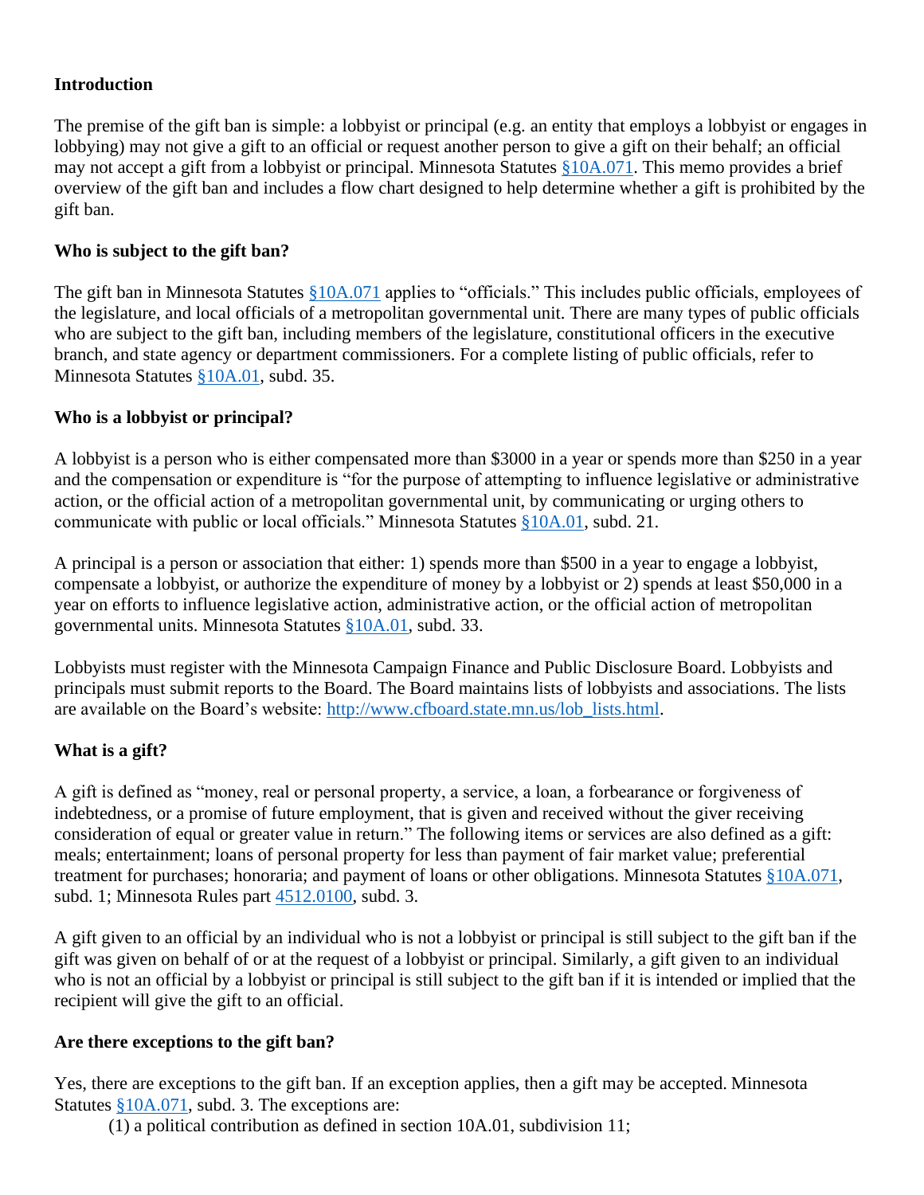### Introduction

The premise of the gift ban is simple: a lobbyist or principal (e.g. an entity that employs a lobbyist or engages in lobbying) may not give a gift to an official or request another person to give a gift on their behalf; an official may not accept a gift from a lobbyist or principal. Minnesota Statutes [§10A.071](). This memo provides a brief overview of the gift ban and includes a flow chart designed to help determine whether a gift is prohibited by the gift ban.

### Who is subject to the gift ban?

The gift ban in Minnesota Statutes [§10A.071]() applies to "officials." This includes public officials, employees of the legislature, and local officials of a metropolitan governmental unit. There are many types of public officials who are subject to the gift ban, including members of the legislature, constitutional officers in the executive branch, and state agency or department commissioners. For a complete listing of public officials, refer to Minnesota Statutes [§10A.01](), subd. 35.

### Who is a lobbyist or principal?

A lobbyist is a person who is either compensated more than $3000 in a year or spends more than $250 in a year and the compensation or expenditure is "for the purpose of attempting to influence legislative or administrative action, or the official action of a metropolitan governmental unit, by communicating or urging others to communicate with public or local officials." Minnesota Statutes [§10A.01](), subd. 21.

A principal is a person or association that either: 1) spends more than $500 in a year to engage a lobbyist, compensate a lobbyist, or authorize the expenditure of money by a lobbyist or 2) spends at least $50,000 in a year on efforts to influence legislative action, administrative action, or the official action of metropolitan governmental units. Minnesota Statutes [§10A.01](), subd. 33.

Lobbyists must register with the Minnesota Campaign Finance and Public Disclosure Board. Lobbyists and principals must submit reports to the Board. The Board maintains lists of lobbyists and associations. The lists are available on the Board's website: [http://www.cfboard.state.mn.us/lob_lists.html](http://www.cfboard.state.mn.us/lob_lists.html).

### What is a gift?

A gift is defined as "money, real or personal property, a service, a loan, a forbearance or forgiveness of indebtedness, or a promise of future employment, that is given and received without the giver receiving consideration of equal or greater value in return." The following items or services are also defined as a gift: meals; entertainment; loans of personal property for less than payment of fair market value; preferential treatment for purchases; honoraria; and payment of loans or other obligations. Minnesota Statutes [§10A.071](), subd. 1; Minnesota Rules part [4512.0100](), subd. 3.

A gift given to an official by an individual who is not a lobbyist or principal is still subject to the gift ban if the gift was given on behalf of or at the request of a lobbyist or principal. Similarly, a gift given to an individual who is not an official by a lobbyist or principal is still subject to the gift ban if it is intended or implied that the recipient will give the gift to an official.

### Are there exceptions to the gift ban?

Yes, there are exceptions to the gift ban. If an exception applies, then a gift may be accepted. Minnesota Statutes [§10A.071](), subd. 3. The exceptions are:

(1) a political contribution as defined in section 10A.01, subdivision 11;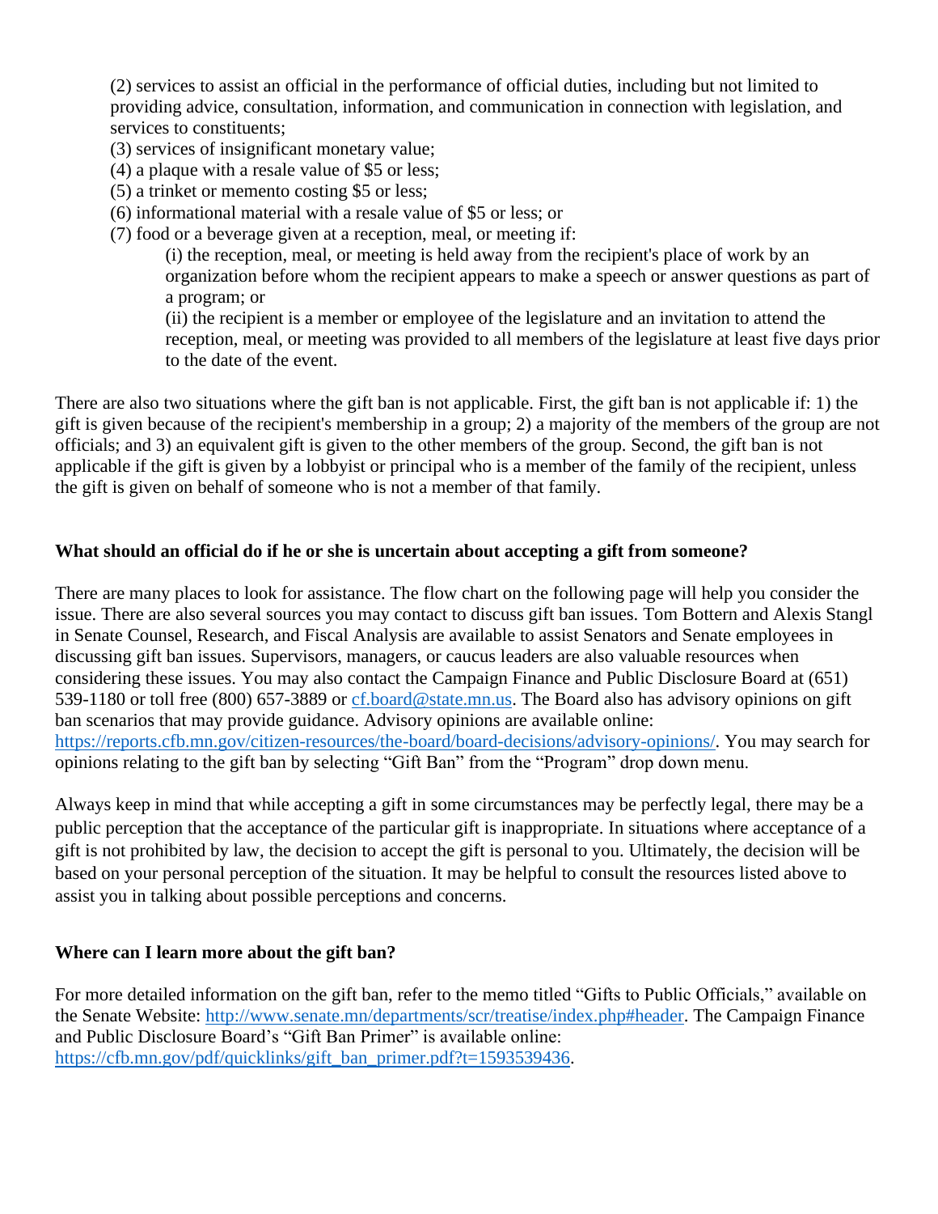(2) services to assist an official in the performance of official duties, including but not limited to providing advice, consultation, information, and communication in connection with legislation, and services to constituents;
(3) services of insignificant monetary value;
(4) a plaque with a resale value of $5 or less;
(5) a trinket or memento costing $5 or less;
(6) informational material with a resale value of $5 or less; or
(7) food or a beverage given at a reception, meal, or meeting if:

(i) the reception, meal, or meeting is held away from the recipient's place of work by an organization before whom the recipient appears to make a speech or answer questions as part of a program; or
(ii) the recipient is a member or employee of the legislature and an invitation to attend the reception, meal, or meeting was provided to all members of the legislature at least five days prior to the date of the event.

There are also two situations where the gift ban is not applicable. First, the gift ban is not applicable if: 1) the gift is given because of the recipient's membership in a group; 2) a majority of the members of the group are not officials; and 3) an equivalent gift is given to the other members of the group. Second, the gift ban is not applicable if the gift is given by a lobbyist or principal who is a member of the family of the recipient, unless the gift is given on behalf of someone who is not a member of that family.

**What should an official do if he or she is uncertain about accepting a gift from someone?**

There are many places to look for assistance. The flow chart on the following page will help you consider the issue. There are also several sources you may contact to discuss gift ban issues. Tom Bottern and Alexis Stangl in Senate Counsel, Research, and Fiscal Analysis are available to assist Senators and Senate employees in discussing gift ban issues. Supervisors, managers, or caucus leaders are also valuable resources when considering these issues. You may also contact the Campaign Finance and Public Disclosure Board at (651) 539-1180 or toll free (800) 657-3889 or [cf.board@state.mn.us](mailto:cf.board@state.mn.us). The Board also has advisory opinions on gift ban scenarios that may provide guidance. Advisory opinions are available online: [https://reports.cfb.mn.gov/citizen-resources/the-board/board-decisions/advisory-opinions/](https://reports.cfb.mn.gov/citizen-resources/the-board/board-decisions/advisory-opinions/). You may search for opinions relating to the gift ban by selecting "Gift Ban" from the "Program" drop down menu.

Always keep in mind that while accepting a gift in some circumstances may be perfectly legal, there may be a public perception that the acceptance of the particular gift is inappropriate. In situations where acceptance of a gift is not prohibited by law, the decision to accept the gift is personal to you. Ultimately, the decision will be based on your personal perception of the situation. It may be helpful to consult the resources listed above to assist you in talking about possible perceptions and concerns.

**Where can I learn more about the gift ban?**

For more detailed information on the gift ban, refer to the memo titled "Gifts to Public Officials," available on the Senate Website: [http://www.senate.mn/departments/scr/treatise/index.php#header](http://www.senate.mn/departments/scr/treatise/index.php#header). The Campaign Finance and Public Disclosure Board's "Gift Ban Primer" is available online: [https://cfb.mn.gov/pdf/quicklinks/gift_ban_primer.pdf?t=1593539436](https://cfb.mn.gov/pdf/quicklinks/gift_ban_primer.pdf?t=1593539436).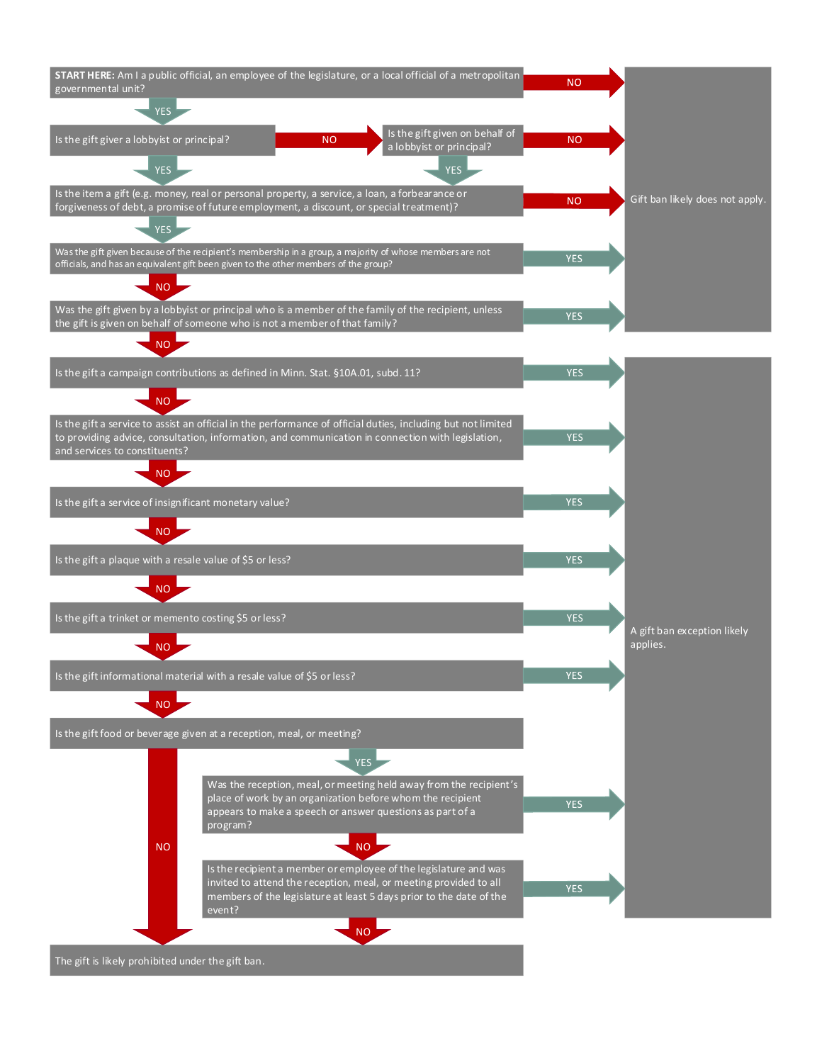**START HERE:** Am I a public official, an employee of the legislature, or a local official of a metropolitan governmental unit?

NO

YES

Is the gift giver a lobbyist or principal?

NO

Is the gift given on behalf of a lobbyist or principal?

NO

YES

YES

Is the item a gift (e.g. money, real or personal property, a service, a loan, a forbearance or forgiveness of debt, a promise of future employment, a discount, or special treatment)?

NO

Gift ban likely does not apply.

YES

Was the gift given because of the recipient's membership in a group, a majority of whose members are not officials, and has an equivalent gift been given to the other members of the group?

YES

NO

Was the gift given by a lobbyist or principal who is a member of the family of the recipient, unless the gift is given on behalf of someone who is not a member of that family?

YES

NO

Is the gift a campaign contributions as defined in Minn. Stat. §10A.01, subd. 11?

YES

NO

Is the gift a service to assist an official in the performance of official duties, including but not limited to providing advice, consultation, information, and communication in connection with legislation, and services to constituents?

YES

NO

Is the gift a service of insignificant monetary value?

YES

NO

Is the gift a plaque with a resale value of $5 or less?

YES

NO

Is the gift a trinket or memento costing $5 or less?

YES

A gift ban exception likely applies.

NO

Is the gift informational material with a resale value of $5 or less?

YES

NO

Is the gift food or beverage given at a reception, meal, or meeting?

YES

NO

Was the reception, meal, or meeting held away from the recipient's place of work by an organization before whom the recipient appears to make a speech or answer questions as part of a program?

YES

NO

Is the recipient a member or employee of the legislature and was invited to attend the reception, meal, or meeting provided to all members of the legislature at least 5 days prior to the date of the event?

YES

NO

The gift is likely prohibited under the gift ban.